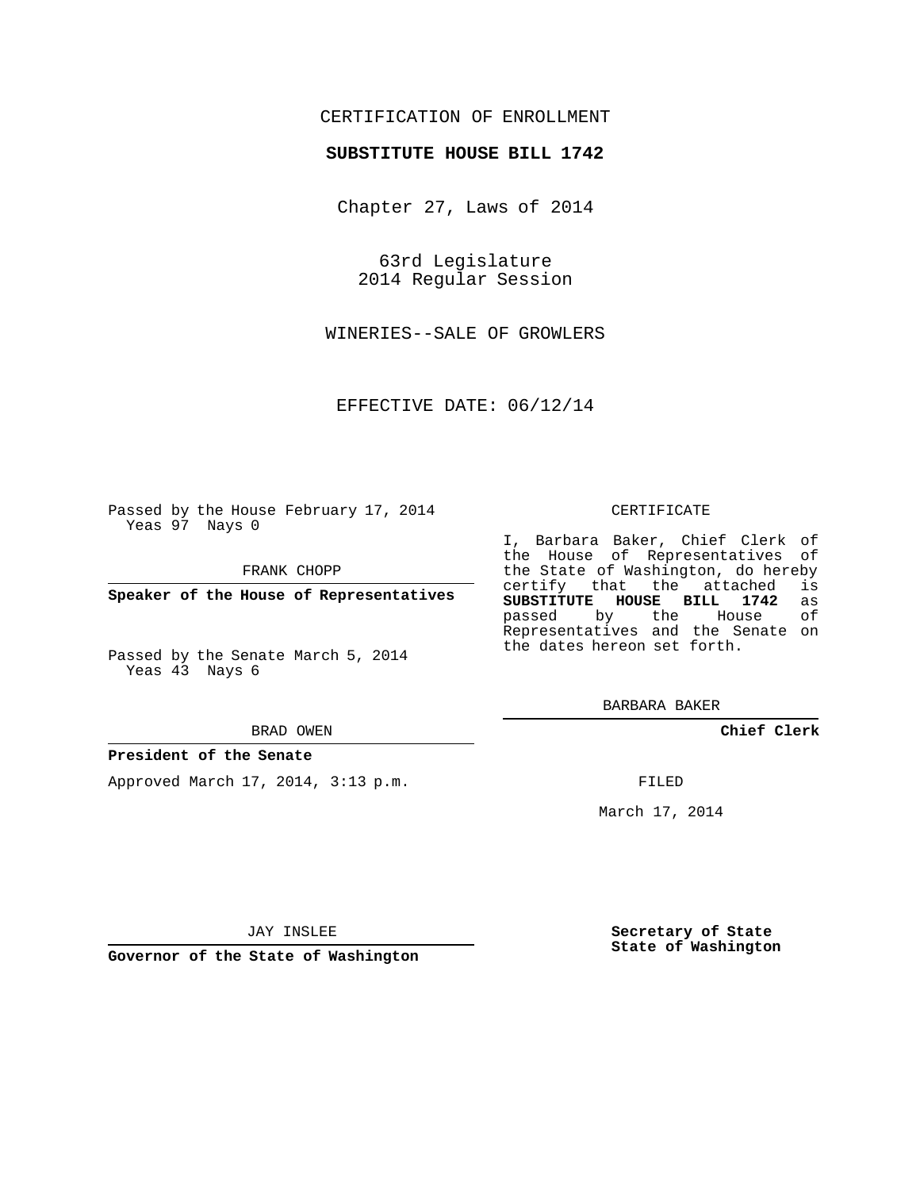CERTIFICATION OF ENROLLMENT

**SUBSTITUTE HOUSE BILL 1742**

Chapter 27, Laws of 2014

63rd Legislature
2014 Regular Session

WINERIES--SALE OF GROWLERS

EFFECTIVE DATE: 06/12/14

Passed by the House February 17, 2014
Yeas 97 Nays 0

FRANK CHOPP

**Speaker of the House of Representatives**

Passed by the Senate March 5, 2014
Yeas 43 Nays 6

BRAD OWEN

**President of the Senate**

Approved March 17, 2014, 3:13 p.m.

JAY INSLEE

**Governor of the State of Washington**

CERTIFICATE

I, Barbara Baker, Chief Clerk of the House of Representatives of the State of Washington, do hereby certify that the attached is **SUBSTITUTE HOUSE BILL 1742** as passed by the House of Representatives and the Senate on the dates hereon set forth.

BARBARA BAKER

**Chief Clerk**

FILED

March 17, 2014

**Secretary of State**
**State of Washington**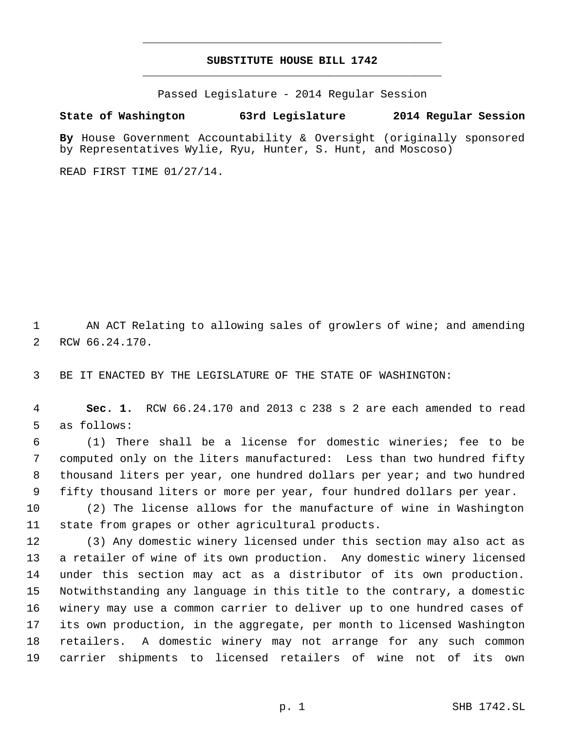# SUBSTITUTE HOUSE BILL 1742

Passed Legislature - 2014 Regular Session

**State of Washington 63rd Legislature 2014 Regular Session**

**By** House Government Accountability & Oversight (originally sponsored by Representatives Wylie, Ryu, Hunter, S. Hunt, and Moscoso)

READ FIRST TIME 01/27/14.

1 AN ACT Relating to allowing sales of growlers of wine; and amending
2 RCW 66.24.170.

3 BE IT ENACTED BY THE LEGISLATURE OF THE STATE OF WASHINGTON:

4 **Sec. 1.** RCW 66.24.170 and 2013 c 238 s 2 are each amended to read
5 as follows:
6 (1) There shall be a license for domestic wineries; fee to be
7 computed only on the liters manufactured: Less than two hundred fifty
8 thousand liters per year, one hundred dollars per year; and two hundred
9 fifty thousand liters or more per year, four hundred dollars per year.
10 (2) The license allows for the manufacture of wine in Washington
11 state from grapes or other agricultural products.
12 (3) Any domestic winery licensed under this section may also act as
13 a retailer of wine of its own production. Any domestic winery licensed
14 under this section may act as a distributor of its own production.
15 Notwithstanding any language in this title to the contrary, a domestic
16 winery may use a common carrier to deliver up to one hundred cases of
17 its own production, in the aggregate, per month to licensed Washington
18 retailers. A domestic winery may not arrange for any such common
19 carrier shipments to licensed retailers of wine not of its own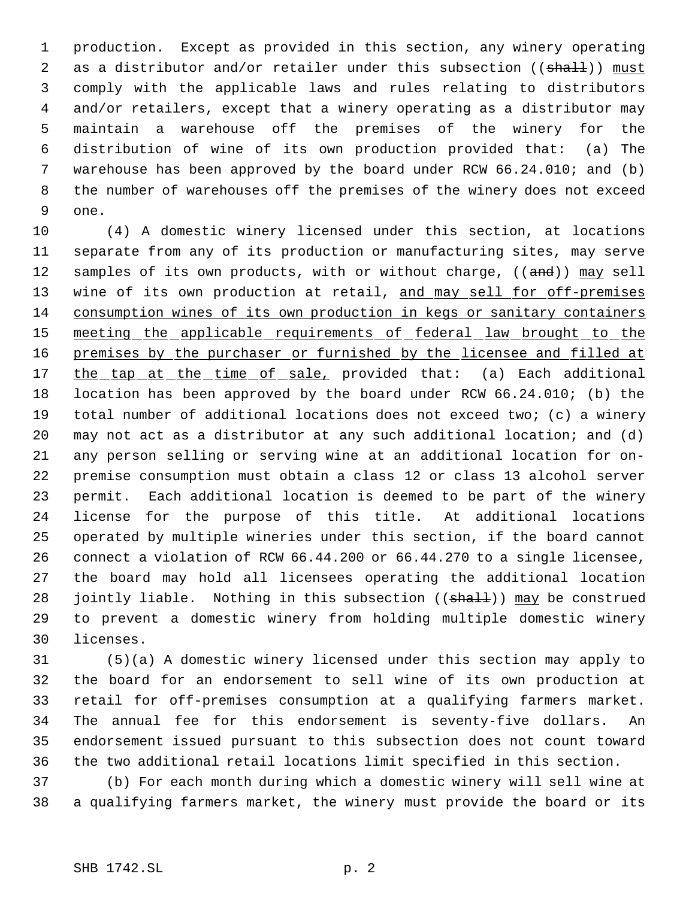production. Except as provided in this section, any winery operating as a distributor and/or retailer under this subsection ((~~shall~~)) <u>must</u> comply with the applicable laws and rules relating to distributors and/or retailers, except that a winery operating as a distributor may maintain a warehouse off the premises of the winery for the distribution of wine of its own production provided that: (a) The warehouse has been approved by the board under RCW 66.24.010; and (b) the number of warehouses off the premises of the winery does not exceed one.

(4) A domestic winery licensed under this section, at locations separate from any of its production or manufacturing sites, may serve samples of its own products, with or without charge, ((~~and~~)) <u>may</u> sell wine of its own production at retail, <u>and may sell for off-premises consumption wines of its own production in kegs or sanitary containers meeting the applicable requirements of federal law brought to the premises by the purchaser or furnished by the licensee and filled at the tap at the time of sale,</u> provided that: (a) Each additional location has been approved by the board under RCW 66.24.010; (b) the total number of additional locations does not exceed two; (c) a winery may not act as a distributor at any such additional location; and (d) any person selling or serving wine at an additional location for on-premise consumption must obtain a class 12 or class 13 alcohol server permit. Each additional location is deemed to be part of the winery license for the purpose of this title. At additional locations operated by multiple wineries under this section, if the board cannot connect a violation of RCW 66.44.200 or 66.44.270 to a single licensee, the board may hold all licensees operating the additional location jointly liable. Nothing in this subsection ((~~shall~~)) <u>may</u> be construed to prevent a domestic winery from holding multiple domestic winery licenses.

(5)(a) A domestic winery licensed under this section may apply to the board for an endorsement to sell wine of its own production at retail for off-premises consumption at a qualifying farmers market. The annual fee for this endorsement is seventy-five dollars. An endorsement issued pursuant to this subsection does not count toward the two additional retail locations limit specified in this section.

(b) For each month during which a domestic winery will sell wine at a qualifying farmers market, the winery must provide the board or its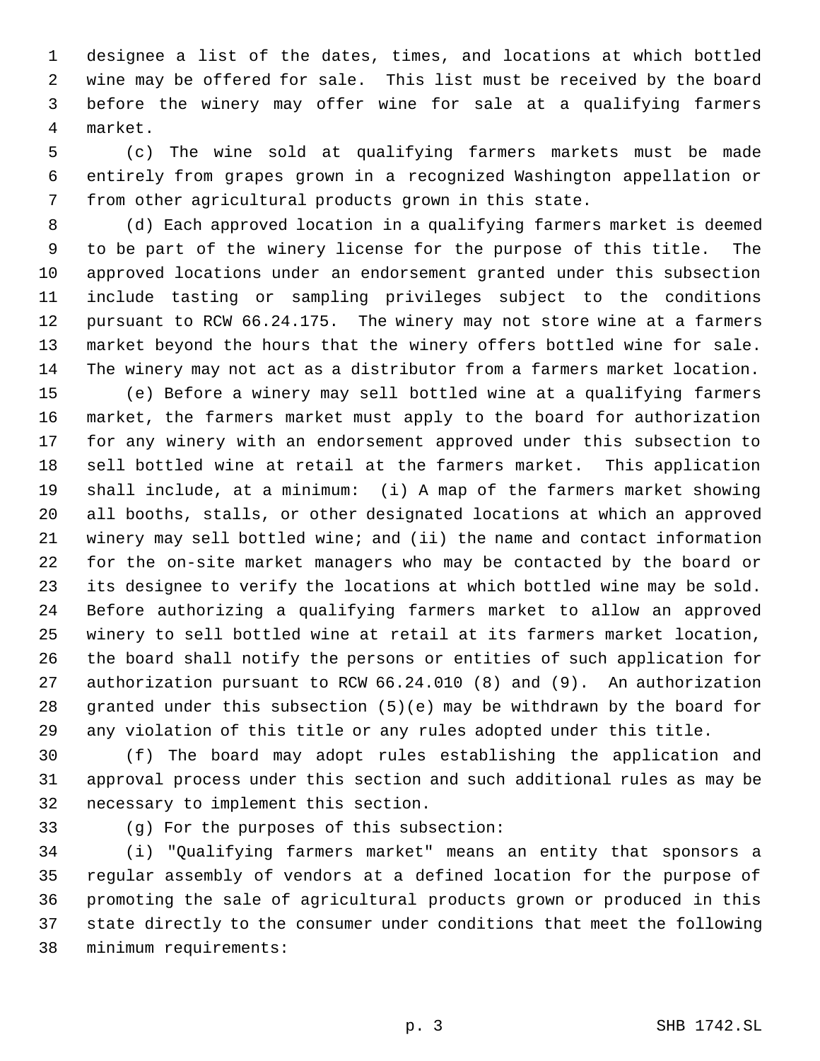designee a list of the dates, times, and locations at which bottled wine may be offered for sale. This list must be received by the board before the winery may offer wine for sale at a qualifying farmers market.

(c) The wine sold at qualifying farmers markets must be made entirely from grapes grown in a recognized Washington appellation or from other agricultural products grown in this state.

(d) Each approved location in a qualifying farmers market is deemed to be part of the winery license for the purpose of this title. The approved locations under an endorsement granted under this subsection include tasting or sampling privileges subject to the conditions pursuant to RCW 66.24.175. The winery may not store wine at a farmers market beyond the hours that the winery offers bottled wine for sale. The winery may not act as a distributor from a farmers market location.

(e) Before a winery may sell bottled wine at a qualifying farmers market, the farmers market must apply to the board for authorization for any winery with an endorsement approved under this subsection to sell bottled wine at retail at the farmers market. This application shall include, at a minimum: (i) A map of the farmers market showing all booths, stalls, or other designated locations at which an approved winery may sell bottled wine; and (ii) the name and contact information for the on-site market managers who may be contacted by the board or its designee to verify the locations at which bottled wine may be sold. Before authorizing a qualifying farmers market to allow an approved winery to sell bottled wine at retail at its farmers market location, the board shall notify the persons or entities of such application for authorization pursuant to RCW 66.24.010 (8) and (9). An authorization granted under this subsection (5)(e) may be withdrawn by the board for any violation of this title or any rules adopted under this title.

(f) The board may adopt rules establishing the application and approval process under this section and such additional rules as may be necessary to implement this section.

(g) For the purposes of this subsection:

(i) "Qualifying farmers market" means an entity that sponsors a regular assembly of vendors at a defined location for the purpose of promoting the sale of agricultural products grown or produced in this state directly to the consumer under conditions that meet the following minimum requirements: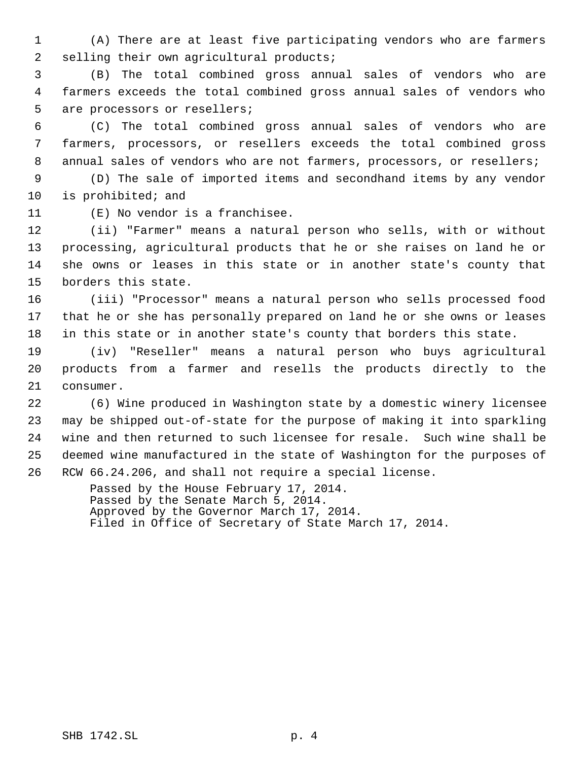(A) There are at least five participating vendors who are farmers selling their own agricultural products;

(B) The total combined gross annual sales of vendors who are farmers exceeds the total combined gross annual sales of vendors who are processors or resellers;

(C) The total combined gross annual sales of vendors who are farmers, processors, or resellers exceeds the total combined gross annual sales of vendors who are not farmers, processors, or resellers;

(D) The sale of imported items and secondhand items by any vendor is prohibited; and

(E) No vendor is a franchisee.

(ii) "Farmer" means a natural person who sells, with or without processing, agricultural products that he or she raises on land he or she owns or leases in this state or in another state's county that borders this state.

(iii) "Processor" means a natural person who sells processed food that he or she has personally prepared on land he or she owns or leases in this state or in another state's county that borders this state.

(iv) "Reseller" means a natural person who buys agricultural products from a farmer and resells the products directly to the consumer.

(6) Wine produced in Washington state by a domestic winery licensee may be shipped out-of-state for the purpose of making it into sparkling wine and then returned to such licensee for resale. Such wine shall be deemed wine manufactured in the state of Washington for the purposes of RCW 66.24.206, and shall not require a special license.

Passed by the House February 17, 2014.
Passed by the Senate March 5, 2014.
Approved by the Governor March 17, 2014.
Filed in Office of Secretary of State March 17, 2014.